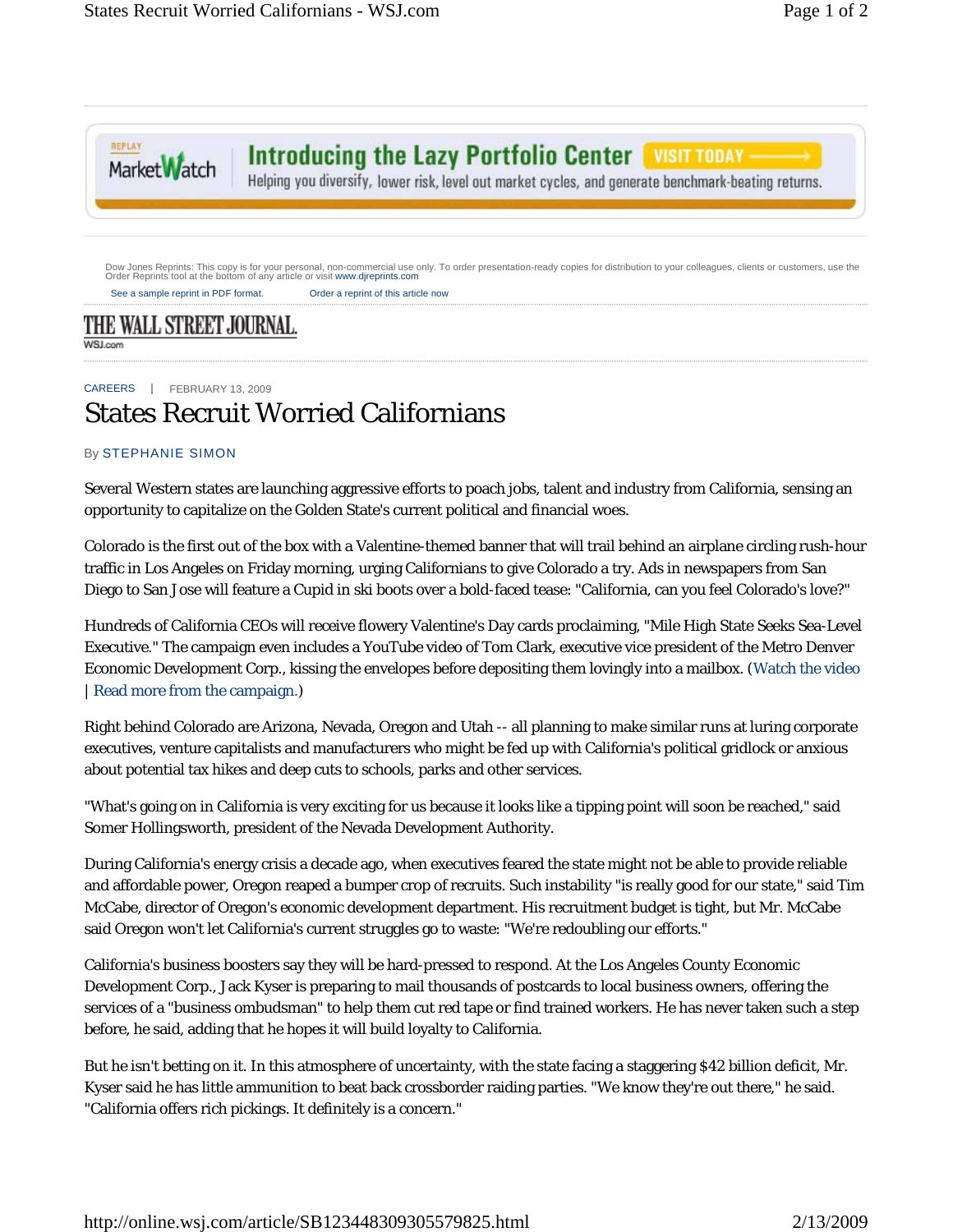Dow Jones Reprints: This copy is for your personal, non-commercial use only. To order presentation-ready copies for distribution to your colleagues, clients or customers, use the Order Reprints tool at the bottom of any article or visit www.djreprints.com

See a sample reprint in PDF format. Order a reprint of this article now

THE WALL STREET JOURNAL.
WSJ.com

CAREERS | FEBRUARY 13, 2009

# States Recruit Worried Californians

By STEPHANIE SIMON

Several Western states are launching aggressive efforts to poach jobs, talent and industry from California, sensing an opportunity to capitalize on the Golden State's current political and financial woes.

Colorado is the first out of the box with a Valentine-themed banner that will trail behind an airplane circling rush-hour traffic in Los Angeles on Friday morning, urging Californians to give Colorado a try. Ads in newspapers from San Diego to San Jose will feature a Cupid in ski boots over a bold-faced tease: "California, can you feel Colorado's love?"

Hundreds of California CEOs will receive flowery Valentine's Day cards proclaiming, "Mile High State Seeks Sea-Level Executive." The campaign even includes a YouTube video of Tom Clark, executive vice president of the Metro Denver Economic Development Corp., kissing the envelopes before depositing them lovingly into a mailbox. (Watch the video | Read more from the campaign.)

Right behind Colorado are Arizona, Nevada, Oregon and Utah -- all planning to make similar runs at luring corporate executives, venture capitalists and manufacturers who might be fed up with California's political gridlock or anxious about potential tax hikes and deep cuts to schools, parks and other services.

"What's going on in California is very exciting for us because it looks like a tipping point will soon be reached," said Somer Hollingsworth, president of the Nevada Development Authority.

During California's energy crisis a decade ago, when executives feared the state might not be able to provide reliable and affordable power, Oregon reaped a bumper crop of recruits. Such instability "is really good for our state," said Tim McCabe, director of Oregon's economic development department. His recruitment budget is tight, but Mr. McCabe said Oregon won't let California's current struggles go to waste: "We're redoubling our efforts."

California's business boosters say they will be hard-pressed to respond. At the Los Angeles County Economic Development Corp., Jack Kyser is preparing to mail thousands of postcards to local business owners, offering the services of a "business ombudsman" to help them cut red tape or find trained workers. He has never taken such a step before, he said, adding that he hopes it will build loyalty to California.

But he isn't betting on it. In this atmosphere of uncertainty, with the state facing a staggering $42 billion deficit, Mr. Kyser said he has little ammunition to beat back crossborder raiding parties. "We know they're out there," he said. "California offers rich pickings. It definitely is a concern."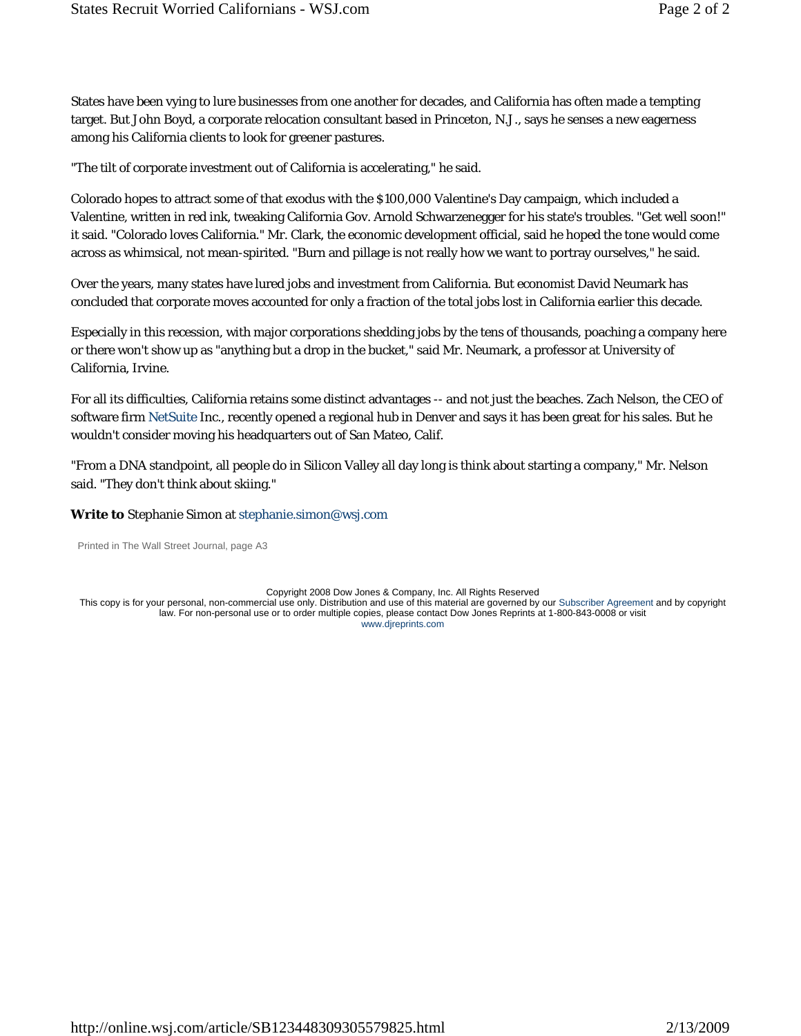States have been vying to lure businesses from one another for decades, and California has often made a tempting target. But John Boyd, a corporate relocation consultant based in Princeton, N.J., says he senses a new eagerness among his California clients to look for greener pastures.

"The tilt of corporate investment out of California is accelerating," he said.

Colorado hopes to attract some of that exodus with the $100,000 Valentine's Day campaign, which included a Valentine, written in red ink, tweaking California Gov. Arnold Schwarzenegger for his state's troubles. "Get well soon!" it said. "Colorado loves California." Mr. Clark, the economic development official, said he hoped the tone would come across as whimsical, not mean-spirited. "Burn and pillage is not really how we want to portray ourselves," he said.

Over the years, many states have lured jobs and investment from California. But economist David Neumark has concluded that corporate moves accounted for only a fraction of the total jobs lost in California earlier this decade.

Especially in this recession, with major corporations shedding jobs by the tens of thousands, poaching a company here or there won't show up as "anything but a drop in the bucket," said Mr. Neumark, a professor at University of California, Irvine.

For all its difficulties, California retains some distinct advantages -- and not just the beaches. Zach Nelson, the CEO of software firm NetSuite Inc., recently opened a regional hub in Denver and says it has been great for his sales. But he wouldn't consider moving his headquarters out of San Mateo, Calif.

"From a DNA standpoint, all people do in Silicon Valley all day long is think about starting a company," Mr. Nelson said. "They don't think about skiing."

**Write to** Stephanie Simon at stephanie.simon@wsj.com

Printed in The Wall Street Journal, page A3

Copyright 2008 Dow Jones & Company, Inc. All Rights Reserved
This copy is for your personal, non-commercial use only. Distribution and use of this material are governed by our Subscriber Agreement and by copyright law. For non-personal use or to order multiple copies, please contact Dow Jones Reprints at 1-800-843-0008 or visit www.djreprints.com